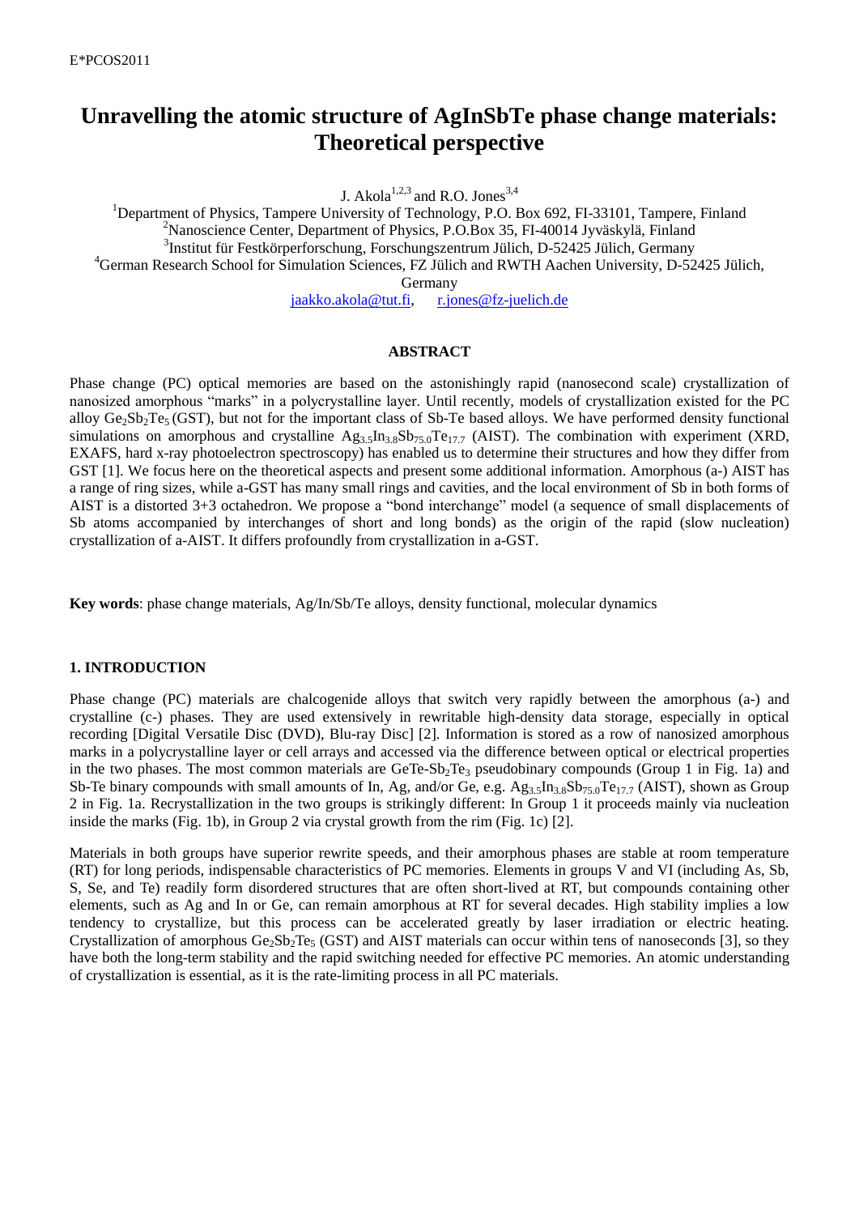# Unravelling the atomic structure of AgInSbTe phase change materials: Theoretical perspective

J. Akola[1,2,3] and R.O. Jones[3,4]

[1]Department of Physics, Tampere University of Technology, P.O. Box 692, FI-33101, Tampere, Finland
[2]Nanoscience Center, Department of Physics, P.O.Box 35, FI-40014 Jyväskylä, Finland
[3]Institut für Festkörperforschung, Forschungszentrum Jülich, D-52425 Jülich, Germany
[4]German Research School for Simulation Sciences, FZ Jülich and RWTH Aachen University, D-52425 Jülich, Germany

jaakko.akola@tut.fi, r.jones@fz-juelich.de

## ABSTRACT

Phase change (PC) optical memories are based on the astonishingly rapid (nanosecond scale) crystallization of nanosized amorphous "marks" in a polycrystalline layer. Until recently, models of crystallization existed for the PC alloy $Ge_2Sb_2Te_5$ (GST), but not for the important class of Sb-Te based alloys. We have performed density functional simulations on amorphous and crystalline $Ag_{3.5}In_{3.8}Sb_{75.0}Te_{17.7}$ (AIST). The combination with experiment (XRD, EXAFS, hard x-ray photoelectron spectroscopy) has enabled us to determine their structures and how they differ from GST [1]. We focus here on the theoretical aspects and present some additional information. Amorphous (a-) AIST has a range of ring sizes, while a-GST has many small rings and cavities, and the local environment of Sb in both forms of AIST is a distorted 3+3 octahedron. We propose a "bond interchange" model (a sequence of small displacements of Sb atoms accompanied by interchanges of short and long bonds) as the origin of the rapid (slow nucleation) crystallization of a-AIST. It differs profoundly from crystallization in a-GST.

**Key words**: phase change materials, Ag/In/Sb/Te alloys, density functional, molecular dynamics

## 1. INTRODUCTION

Phase change (PC) materials are chalcogenide alloys that switch very rapidly between the amorphous (a-) and crystalline (c-) phases. They are used extensively in rewritable high-density data storage, especially in optical recording [Digital Versatile Disc (DVD), Blu-ray Disc] [2]. Information is stored as a row of nanosized amorphous marks in a polycrystalline layer or cell arrays and accessed via the difference between optical or electrical properties in the two phases. The most common materials are GeTe-$Sb_2Te_3$ pseudobinary compounds (Group 1 in Fig. 1a) and Sb-Te binary compounds with small amounts of In, Ag, and/or Ge, e.g. $Ag_{3.5}In_{3.8}Sb_{75.0}Te_{17.7}$ (AIST), shown as Group 2 in Fig. 1a. Recrystallization in the two groups is strikingly different: In Group 1 it proceeds mainly via nucleation inside the marks (Fig. 1b), in Group 2 via crystal growth from the rim (Fig. 1c) [2].

Materials in both groups have superior rewrite speeds, and their amorphous phases are stable at room temperature (RT) for long periods, indispensable characteristics of PC memories. Elements in groups V and VI (including As, Sb, S, Se, and Te) readily form disordered structures that are often short-lived at RT, but compounds containing other elements, such as Ag and In or Ge, can remain amorphous at RT for several decades. High stability implies a low tendency to crystallize, but this process can be accelerated greatly by laser irradiation or electric heating. Crystallization of amorphous $Ge_2Sb_2Te_5$ (GST) and AIST materials can occur within tens of nanoseconds [3], so they have both the long-term stability and the rapid switching needed for effective PC memories. An atomic understanding of crystallization is essential, as it is the rate-limiting process in all PC materials.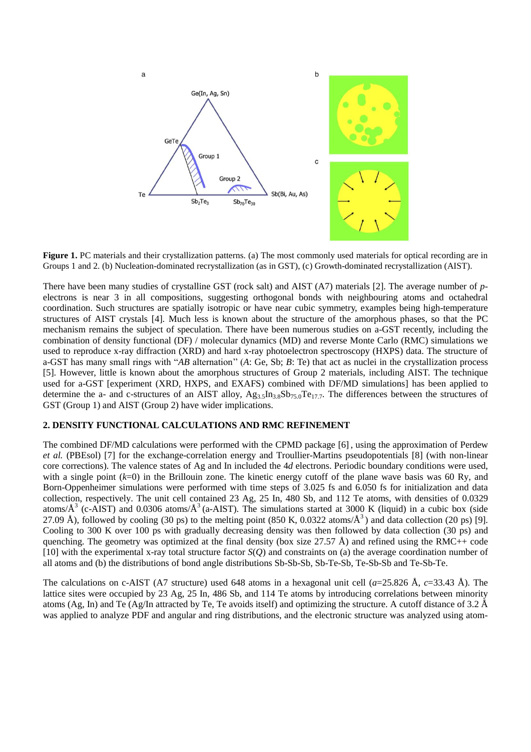**Figure 1.** PC materials and their crystallization patterns. (a) The most commonly used materials for optical recording are in Groups 1 and 2. (b) Nucleation-dominated recrystallization (as in GST), (c) Growth-dominated recrystallization (AIST).

There have been many studies of crystalline GST (rock salt) and AIST (A7) materials [2]. The average number of *p*-electrons is near 3 in all compositions, suggesting orthogonal bonds with neighbouring atoms and octahedral coordination. Such structures are spatially isotropic or have near cubic symmetry, examples being high-temperature structures of AIST crystals [4]. Much less is known about the structure of the amorphous phases, so that the PC mechanism remains the subject of speculation. There have been numerous studies on a-GST recently, including the combination of density functional (DF) / molecular dynamics (MD) and reverse Monte Carlo (RMC) simulations we used to reproduce x-ray diffraction (XRD) and hard x-ray photoelectron spectroscopy (HXPS) data. The structure of a-GST has many small rings with "*AB* alternation" (*A*: Ge, Sb; *B*: Te) that act as nuclei in the crystallization process [5]. However, little is known about the amorphous structures of Group 2 materials, including AIST. The technique used for a-GST [experiment (XRD, HXPS, and EXAFS) combined with DF/MD simulations] has been applied to determine the a- and c-structures of an AIST alloy, $Ag_{3.5}In_{3.8}Sb_{75.0}Te_{17.7}$. The differences between the structures of GST (Group 1) and AIST (Group 2) have wider implications.

## 2. DENSITY FUNCTIONAL CALCULATIONS AND RMC REFINEMENT

The combined DF/MD calculations were performed with the CPMD package [6], using the approximation of Perdew *et al.* (PBEsol) [7] for the exchange-correlation energy and Troullier-Martins pseudopotentials [8] (with non-linear core corrections). The valence states of Ag and In included the 4*d* electrons. Periodic boundary conditions were used, with a single point ($k$=0) in the Brillouin zone. The kinetic energy cutoff of the plane wave basis was 60 Ry, and Born-Oppenheimer simulations were performed with time steps of 3.025 fs and 6.050 fs for initialization and data collection, respectively. The unit cell contained 23 Ag, 25 In, 480 Sb, and 112 Te atoms, with densities of 0.0329 atoms/Å$^3$ (c-AIST) and 0.0306 atoms/Å$^3$ (a-AIST). The simulations started at 3000 K (liquid) in a cubic box (side 27.09 Å), followed by cooling (30 ps) to the melting point (850 K, 0.0322 atoms/Å$^3$) and data collection (20 ps) [9]. Cooling to 300 K over 100 ps with gradually decreasing density was then followed by data collection (30 ps) and quenching. The geometry was optimized at the final density (box size 27.57 Å) and refined using the RMC++ code [10] with the experimental x-ray total structure factor $S(Q)$ and constraints on (a) the average coordination number of all atoms and (b) the distributions of bond angle distributions Sb-Sb-Sb, Sb-Te-Sb, Te-Sb-Sb and Te-Sb-Te.

The calculations on c-AIST (A7 structure) used 648 atoms in a hexagonal unit cell ($a$=25.826 Å, $c$=33.43 Å). The lattice sites were occupied by 23 Ag, 25 In, 486 Sb, and 114 Te atoms by introducing correlations between minority atoms (Ag, In) and Te (Ag/In attracted by Te, Te avoids itself) and optimizing the structure. A cutoff distance of 3.2 Å was applied to analyze PDF and angular and ring distributions, and the electronic structure was analyzed using atom-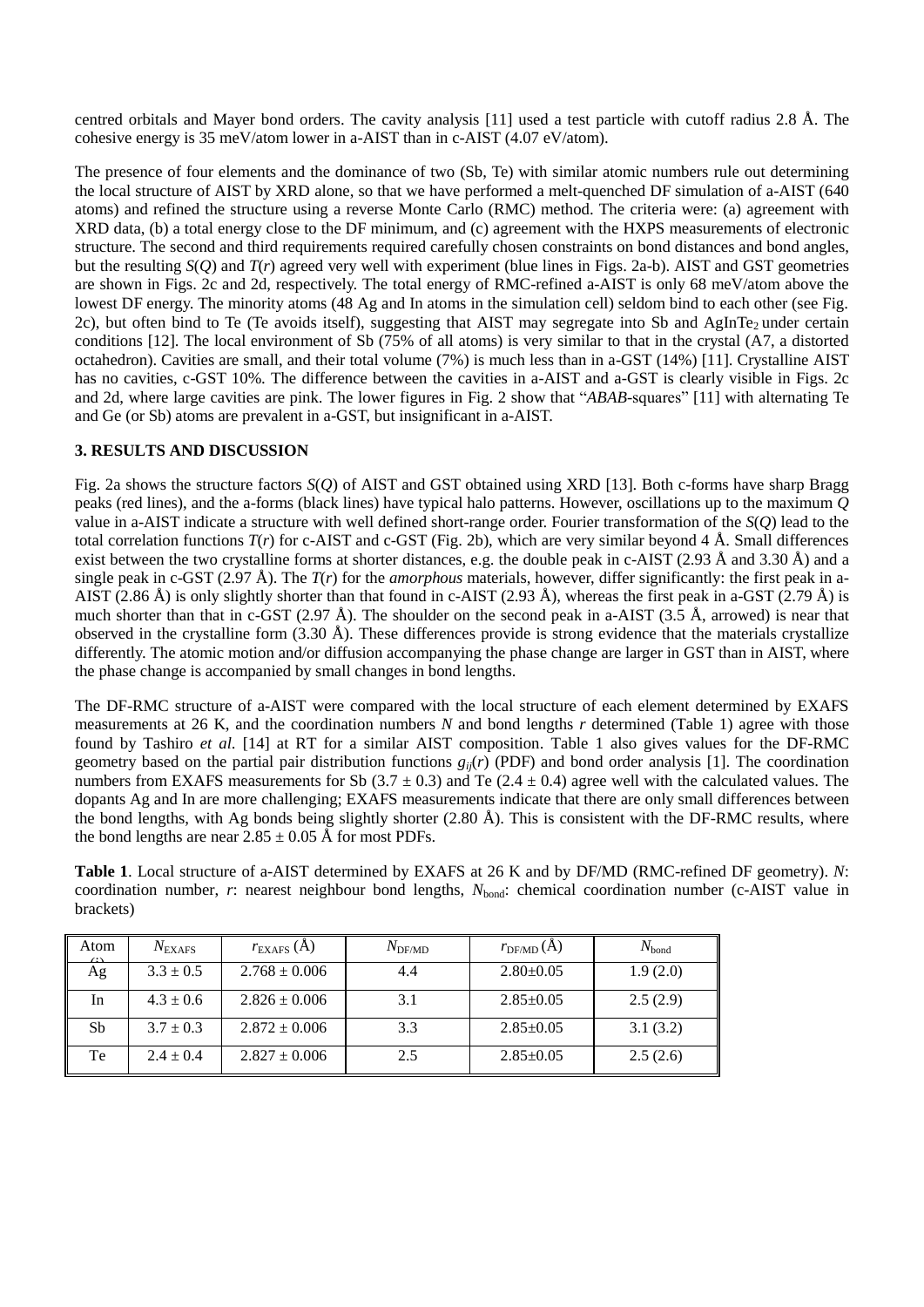centred orbitals and Mayer bond orders. The cavity analysis [11] used a test particle with cutoff radius 2.8 Å. The cohesive energy is 35 meV/atom lower in a-AIST than in c-AIST (4.07 eV/atom).

The presence of four elements and the dominance of two (Sb, Te) with similar atomic numbers rule out determining the local structure of AIST by XRD alone, so that we have performed a melt-quenched DF simulation of a-AIST (640 atoms) and refined the structure using a reverse Monte Carlo (RMC) method. The criteria were: (a) agreement with XRD data, (b) a total energy close to the DF minimum, and (c) agreement with the HXPS measurements of electronic structure. The second and third requirements required carefully chosen constraints on bond distances and bond angles, but the resulting $S(Q)$ and $T(r)$ agreed very well with experiment (blue lines in Figs. 2a-b). AIST and GST geometries are shown in Figs. 2c and 2d, respectively. The total energy of RMC-refined a-AIST is only 68 meV/atom above the lowest DF energy. The minority atoms (48 Ag and In atoms in the simulation cell) seldom bind to each other (see Fig. 2c), but often bind to Te (Te avoids itself), suggesting that AIST may segregate into Sb and $AgInTe_2$ under certain conditions [12]. The local environment of Sb (75% of all atoms) is very similar to that in the crystal (A7, a distorted octahedron). Cavities are small, and their total volume (7%) is much less than in a-GST (14%) [11]. Crystalline AIST has no cavities, c-GST 10%. The difference between the cavities in a-AIST and a-GST is clearly visible in Figs. 2c and 2d, where large cavities are pink. The lower figures in Fig. 2 show that "*ABAB*-squares" [11] with alternating Te and Ge (or Sb) atoms are prevalent in a-GST, but insignificant in a-AIST.

## 3. RESULTS AND DISCUSSION

Fig. 2a shows the structure factors $S(Q)$ of AIST and GST obtained using XRD [13]. Both c-forms have sharp Bragg peaks (red lines), and the a-forms (black lines) have typical halo patterns. However, oscillations up to the maximum $Q$ value in a-AIST indicate a structure with well defined short-range order. Fourier transformation of the $S(Q)$ lead to the total correlation functions $T(r)$ for c-AIST and c-GST (Fig. 2b), which are very similar beyond 4 Å. Small differences exist between the two crystalline forms at shorter distances, e.g. the double peak in c-AIST (2.93 Å and 3.30 Å) and a single peak in c-GST (2.97 Å). The $T(r)$ for the *amorphous* materials, however, differ significantly: the first peak in a-AIST (2.86 Å) is only slightly shorter than that found in c-AIST (2.93 Å), whereas the first peak in a-GST (2.79 Å) is much shorter than that in c-GST (2.97 Å). The shoulder on the second peak in a-AIST (3.5 Å, arrowed) is near that observed in the crystalline form (3.30 Å). These differences provide is strong evidence that the materials crystallize differently. The atomic motion and/or diffusion accompanying the phase change are larger in GST than in AIST, where the phase change is accompanied by small changes in bond lengths.

The DF-RMC structure of a-AIST were compared with the local structure of each element determined by EXAFS measurements at 26 K, and the coordination numbers $N$ and bond lengths $r$ determined (Table 1) agree with those found by Tashiro *et al*. [14] at RT for a similar AIST composition. Table 1 also gives values for the DF-RMC geometry based on the partial pair distribution functions $g_{ij}(r)$ (PDF) and bond order analysis [1]. The coordination numbers from EXAFS measurements for Sb (3.7 ± 0.3) and Te (2.4 ± 0.4) agree well with the calculated values. The dopants Ag and In are more challenging; EXAFS measurements indicate that there are only small differences between the bond lengths, with Ag bonds slightly shorter (2.80 Å). This is consistent with the DF-RMC results, where the bond lengths are near 2.85 ± 0.05 Å for most PDFs.

**Table 1**. Local structure of a-AIST determined by EXAFS at 26 K and by DF/MD (RMC-refined DF geometry). $N$: coordination number, $r$: nearest neighbour bond lengths, $N_{bond}$: chemical coordination number (c-AIST value in brackets)

| Atom (i) | $N_{EXAFS}$ | $r_{EXAFS}$ (Å) | $N_{DF/MD}$ | $r_{DF/MD}$ (Å) | $N_{bond}$ |
|---|---|---|---|---|---|
| Ag | 3.3 ± 0.5 | 2.768 ± 0.006 | 4.4 | 2.80±0.05 | 1.9 (2.0) |
| In | 4.3 ± 0.6 | 2.826 ± 0.006 | 3.1 | 2.85±0.05 | 2.5 (2.9) |
| Sb | 3.7 ± 0.3 | 2.872 ± 0.006 | 3.3 | 2.85±0.05 | 3.1 (3.2) |
| Te | 2.4 ± 0.4 | 2.827 ± 0.006 | 2.5 | 2.85±0.05 | 2.5 (2.6) |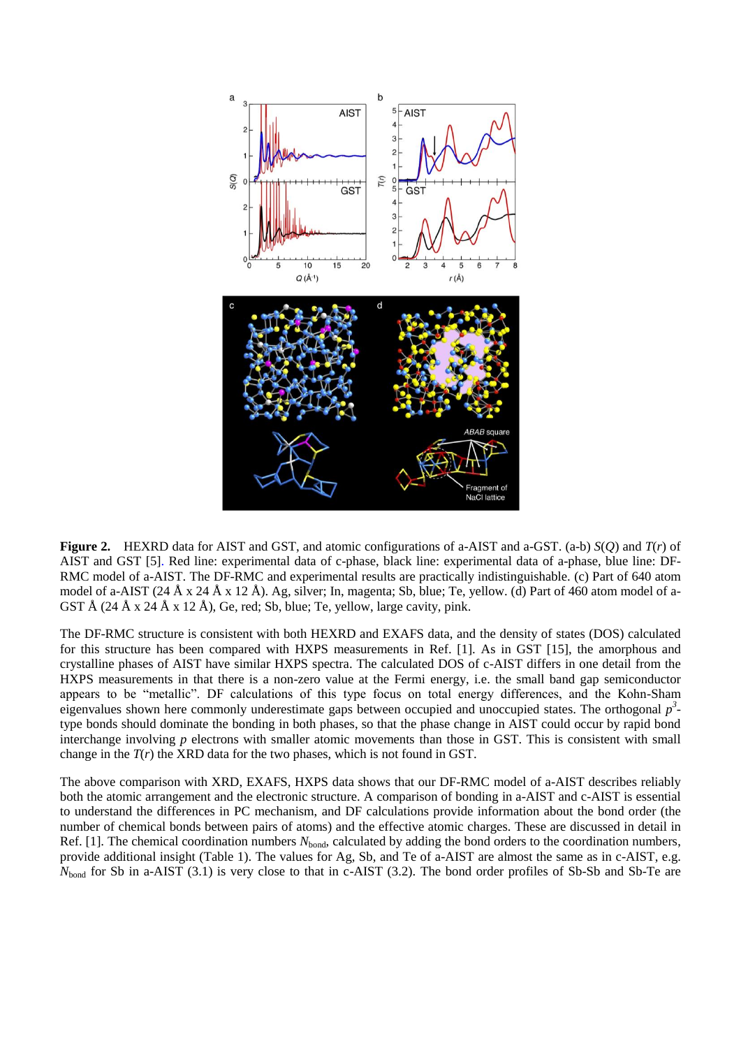**Figure 2.** HEXRD data for AIST and GST, and atomic configurations of a-AIST and a-GST. (a-b) $S(Q)$ and $T(r)$ of AIST and GST [5]. Red line: experimental data of c-phase, black line: experimental data of a-phase, blue line: DF-RMC model of a-AIST. The DF-RMC and experimental results are practically indistinguishable. (c) Part of 640 atom model of a-AIST (24 Å x 24 Å x 12 Å). Ag, silver; In, magenta; Sb, blue; Te, yellow. (d) Part of 460 atom model of a-GST Å (24 Å x 24 Å x 12 Å), Ge, red; Sb, blue; Te, yellow, large cavity, pink.

The DF-RMC structure is consistent with both HEXRD and EXAFS data, and the density of states (DOS) calculated for this structure has been compared with HXPS measurements in Ref. [1]. As in GST [15], the amorphous and crystalline phases of AIST have similar HXPS spectra. The calculated DOS of c-AIST differs in one detail from the HXPS measurements in that there is a non-zero value at the Fermi energy, i.e. the small band gap semiconductor appears to be "metallic". DF calculations of this type focus on total energy differences, and the Kohn-Sham eigenvalues shown here commonly underestimate gaps between occupied and unoccupied states. The orthogonal $p^3$-type bonds should dominate the bonding in both phases, so that the phase change in AIST could occur by rapid bond interchange involving *p* electrons with smaller atomic movements than those in GST. This is consistent with small change in the $T(r)$ the XRD data for the two phases, which is not found in GST.

The above comparison with XRD, EXAFS, HXPS data shows that our DF-RMC model of a-AIST describes reliably both the atomic arrangement and the electronic structure. A comparison of bonding in a-AIST and c-AIST is essential to understand the differences in PC mechanism, and DF calculations provide information about the bond order (the number of chemical bonds between pairs of atoms) and the effective atomic charges. These are discussed in detail in Ref. [1]. The chemical coordination numbers $N_{\mathrm{bond}}$, calculated by adding the bond orders to the coordination numbers, provide additional insight (Table 1). The values for Ag, Sb, and Te of a-AIST are almost the same as in c-AIST, e.g. $N_{\mathrm{bond}}$ for Sb in a-AIST (3.1) is very close to that in c-AIST (3.2). The bond order profiles of Sb-Sb and Sb-Te are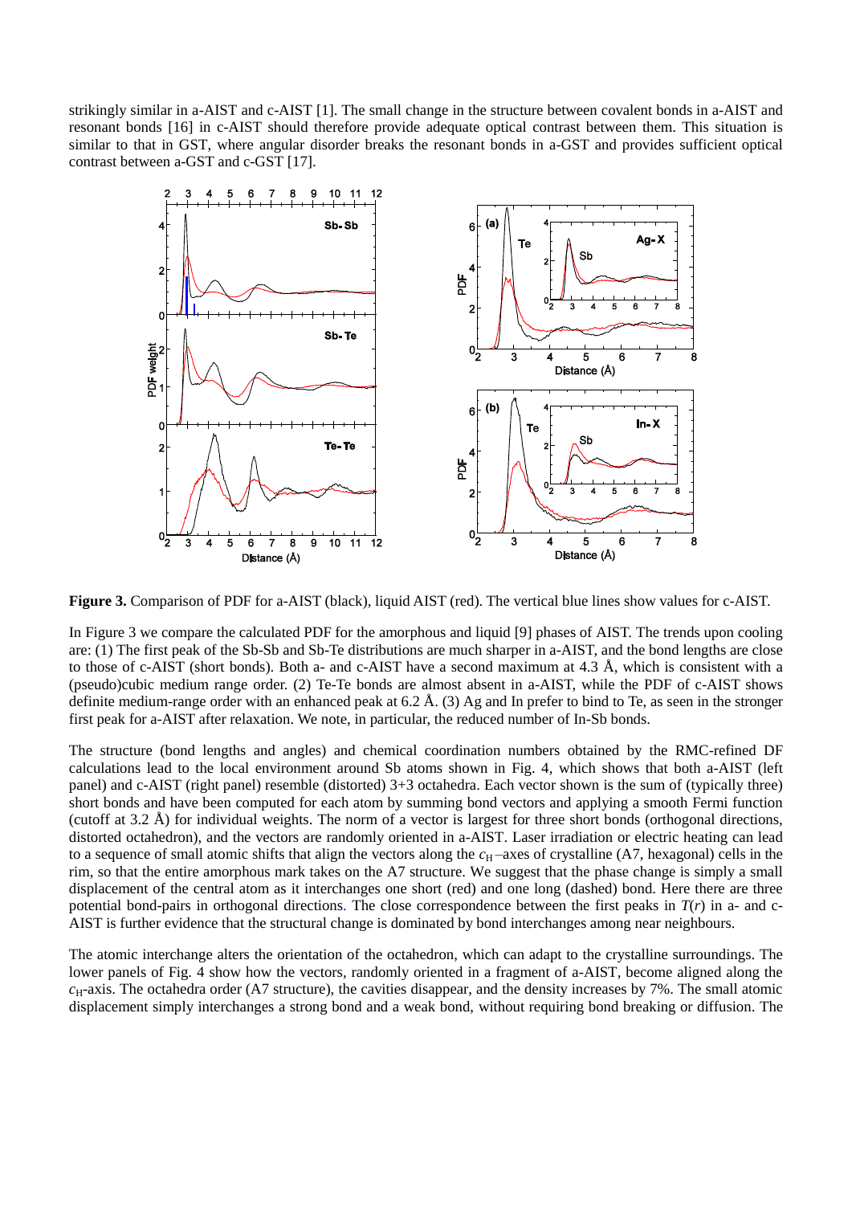strikingly similar in a-AIST and c-AIST [1]. The small change in the structure between covalent bonds in a-AIST and resonant bonds [16] in c-AIST should therefore provide adequate optical contrast between them. This situation is similar to that in GST, where angular disorder breaks the resonant bonds in a-GST and provides sufficient optical contrast between a-GST and c-GST [17].

**Figure 3.** Comparison of PDF for a-AIST (black), liquid AIST (red). The vertical blue lines show values for c-AIST.

In Figure 3 we compare the calculated PDF for the amorphous and liquid [9] phases of AIST. The trends upon cooling are: (1) The first peak of the Sb-Sb and Sb-Te distributions are much sharper in a-AIST, and the bond lengths are close to those of c-AIST (short bonds). Both a- and c-AIST have a second maximum at 4.3 Å, which is consistent with a (pseudo)cubic medium range order. (2) Te-Te bonds are almost absent in a-AIST, while the PDF of c-AIST shows definite medium-range order with an enhanced peak at 6.2 Å. (3) Ag and In prefer to bind to Te, as seen in the stronger first peak for a-AIST after relaxation. We note, in particular, the reduced number of In-Sb bonds.

The structure (bond lengths and angles) and chemical coordination numbers obtained by the RMC-refined DF calculations lead to the local environment around Sb atoms shown in Fig. 4, which shows that both a-AIST (left panel) and c-AIST (right panel) resemble (distorted) 3+3 octahedra. Each vector shown is the sum of (typically three) short bonds and have been computed for each atom by summing bond vectors and applying a smooth Fermi function (cutoff at 3.2 Å) for individual weights. The norm of a vector is largest for three short bonds (orthogonal directions, distorted octahedron), and the vectors are randomly oriented in a-AIST. Laser irradiation or electric heating can lead to a sequence of small atomic shifts that align the vectors along the $c_{\mathrm{H}}$–axes of crystalline (A7, hexagonal) cells in the rim, so that the entire amorphous mark takes on the A7 structure. We suggest that the phase change is simply a small displacement of the central atom as it interchanges one short (red) and one long (dashed) bond. Here there are three potential bond-pairs in orthogonal directions. The close correspondence between the first peaks in $T(r)$ in a- and c-AIST is further evidence that the structural change is dominated by bond interchanges among near neighbours.

The atomic interchange alters the orientation of the octahedron, which can adapt to the crystalline surroundings. The lower panels of Fig. 4 show how the vectors, randomly oriented in a fragment of a-AIST, become aligned along the $c_{\mathrm{H}}$-axis. The octahedra order (A7 structure), the cavities disappear, and the density increases by 7%. The small atomic displacement simply interchanges a strong bond and a weak bond, without requiring bond breaking or diffusion. The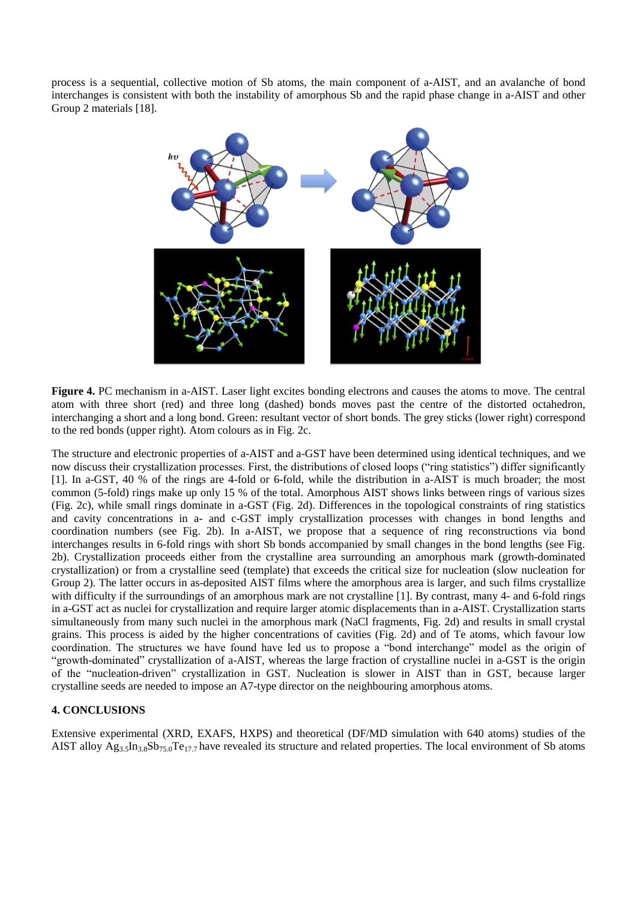process is a sequential, collective motion of Sb atoms, the main component of a-AIST, and an avalanche of bond interchanges is consistent with both the instability of amorphous Sb and the rapid phase change in a-AIST and other Group 2 materials [18].

**Figure 4.** PC mechanism in a-AIST. Laser light excites bonding electrons and causes the atoms to move. The central atom with three short (red) and three long (dashed) bonds moves past the centre of the distorted octahedron, interchanging a short and a long bond. Green: resultant vector of short bonds. The grey sticks (lower right) correspond to the red bonds (upper right). Atom colours as in Fig. 2c.

The structure and electronic properties of a-AIST and a-GST have been determined using identical techniques, and we now discuss their crystallization processes. First, the distributions of closed loops ("ring statistics") differ significantly [1]. In a-GST, 40 % of the rings are 4-fold or 6-fold, while the distribution in a-AIST is much broader; the most common (5-fold) rings make up only 15 % of the total. Amorphous AIST shows links between rings of various sizes (Fig. 2c), while small rings dominate in a-GST (Fig. 2d). Differences in the topological constraints of ring statistics and cavity concentrations in a- and c-GST imply crystallization processes with changes in bond lengths and coordination numbers (see Fig. 2b). In a-AIST, we propose that a sequence of ring reconstructions via bond interchanges results in 6-fold rings with short Sb bonds accompanied by small changes in the bond lengths (see Fig. 2b). Crystallization proceeds either from the crystalline area surrounding an amorphous mark (growth-dominated crystallization) or from a crystalline seed (template) that exceeds the critical size for nucleation (slow nucleation for Group 2). The latter occurs in as-deposited AIST films where the amorphous area is larger, and such films crystallize with difficulty if the surroundings of an amorphous mark are not crystalline [1]. By contrast, many 4- and 6-fold rings in a-GST act as nuclei for crystallization and require larger atomic displacements than in a-AIST. Crystallization starts simultaneously from many such nuclei in the amorphous mark (NaCl fragments, Fig. 2d) and results in small crystal grains. This process is aided by the higher concentrations of cavities (Fig. 2d) and of Te atoms, which favour low coordination. The structures we have found have led us to propose a "bond interchange" model as the origin of "growth-dominated" crystallization of a-AIST, whereas the large fraction of crystalline nuclei in a-GST is the origin of the "nucleation-driven" crystallization in GST. Nucleation is slower in AIST than in GST, because larger crystalline seeds are needed to impose an A7-type director on the neighbouring amorphous atoms.

## 4. CONCLUSIONS

Extensive experimental (XRD, EXAFS, HXPS) and theoretical (DF/MD simulation with 640 atoms) studies of the AIST alloy $Ag_{3.5}In_{3.8}Sb_{75.0}Te_{17.7}$ have revealed its structure and related properties. The local environment of Sb atoms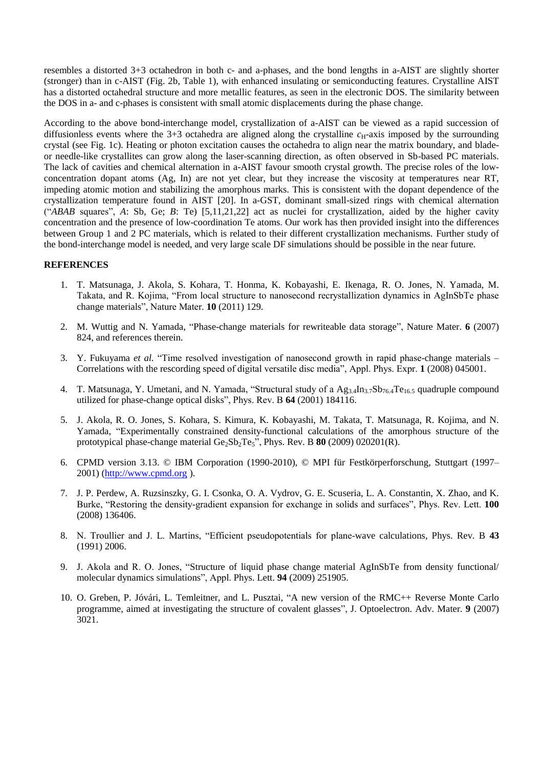resembles a distorted 3+3 octahedron in both c- and a-phases, and the bond lengths in a-AIST are slightly shorter (stronger) than in c-AIST (Fig. 2b, Table 1), with enhanced insulating or semiconducting features. Crystalline AIST has a distorted octahedral structure and more metallic features, as seen in the electronic DOS. The similarity between the DOS in a- and c-phases is consistent with small atomic displacements during the phase change.

According to the above bond-interchange model, crystallization of a-AIST can be viewed as a rapid succession of diffusionless events where the 3+3 octahedra are aligned along the crystalline $c_H$-axis imposed by the surrounding crystal (see Fig. 1c). Heating or photon excitation causes the octahedra to align near the matrix boundary, and blade- or needle-like crystallites can grow along the laser-scanning direction, as often observed in Sb-based PC materials. The lack of cavities and chemical alternation in a-AIST favour smooth crystal growth. The precise roles of the low-concentration dopant atoms (Ag, In) are not yet clear, but they increase the viscosity at temperatures near RT, impeding atomic motion and stabilizing the amorphous marks. This is consistent with the dopant dependence of the crystallization temperature found in AIST [20]. In a-GST, dominant small-sized rings with chemical alternation ("*ABAB* squares", *A*: Sb, Ge; *B*: Te) [5,11,21,22] act as nuclei for crystallization, aided by the higher cavity concentration and the presence of low-coordination Te atoms. Our work has then provided insight into the differences between Group 1 and 2 PC materials, which is related to their different crystallization mechanisms. Further study of the bond-interchange model is needed, and very large scale DF simulations should be possible in the near future.

**REFERENCES**

1. T. Matsunaga, J. Akola, S. Kohara, T. Honma, K. Kobayashi, E. Ikenaga, R. O. Jones, N. Yamada, M. Takata, and R. Kojima, "From local structure to nanosecond recrystallization dynamics in AgInSbTe phase change materials", Nature Mater. **10** (2011) 129.

2. M. Wuttig and N. Yamada, "Phase-change materials for rewriteable data storage", Nature Mater. **6** (2007) 824, and references therein.

3. Y. Fukuyama *et al.* "Time resolved investigation of nanosecond growth in rapid phase-change materials – Correlations with the rescording speed of digital versatile disc media", Appl. Phys. Expr. **1** (2008) 045001.

4. T. Matsunaga, Y. Umetani, and N. Yamada, "Structural study of a $Ag_{3.4}In_{3.7}Sb_{76.4}Te_{16.5}$ quadruple compound utilized for phase-change optical disks", Phys. Rev. B **64** (2001) 184116.

5. J. Akola, R. O. Jones, S. Kohara, S. Kimura, K. Kobayashi, M. Takata, T. Matsunaga, R. Kojima, and N. Yamada, "Experimentally constrained density-functional calculations of the amorphous structure of the prototypical phase-change material $Ge_2Sb_2Te_5$", Phys. Rev. B **80** (2009) 020201(R).

6. CPMD version 3.13. © IBM Corporation (1990-2010), © MPI für Festkörperforschung, Stuttgart (1997–2001) (http://www.cpmd.org ).

7. J. P. Perdew, A. Ruzsinszky, G. I. Csonka, O. A. Vydrov, G. E. Scuseria, L. A. Constantin, X. Zhao, and K. Burke, "Restoring the density-gradient expansion for exchange in solids and surfaces", Phys. Rev. Lett. **100** (2008) 136406.

8. N. Troullier and J. L. Martins, "Efficient pseudopotentials for plane-wave calculations, Phys. Rev. B **43** (1991) 2006.

9. J. Akola and R. O. Jones, "Structure of liquid phase change material AgInSbTe from density functional/ molecular dynamics simulations", Appl. Phys. Lett. **94** (2009) 251905.

10. O. Greben, P. Jóvári, L. Temleitner, and L. Pusztai, "A new version of the RMC++ Reverse Monte Carlo programme, aimed at investigating the structure of covalent glasses", J. Optoelectron. Adv. Mater. **9** (2007) 3021.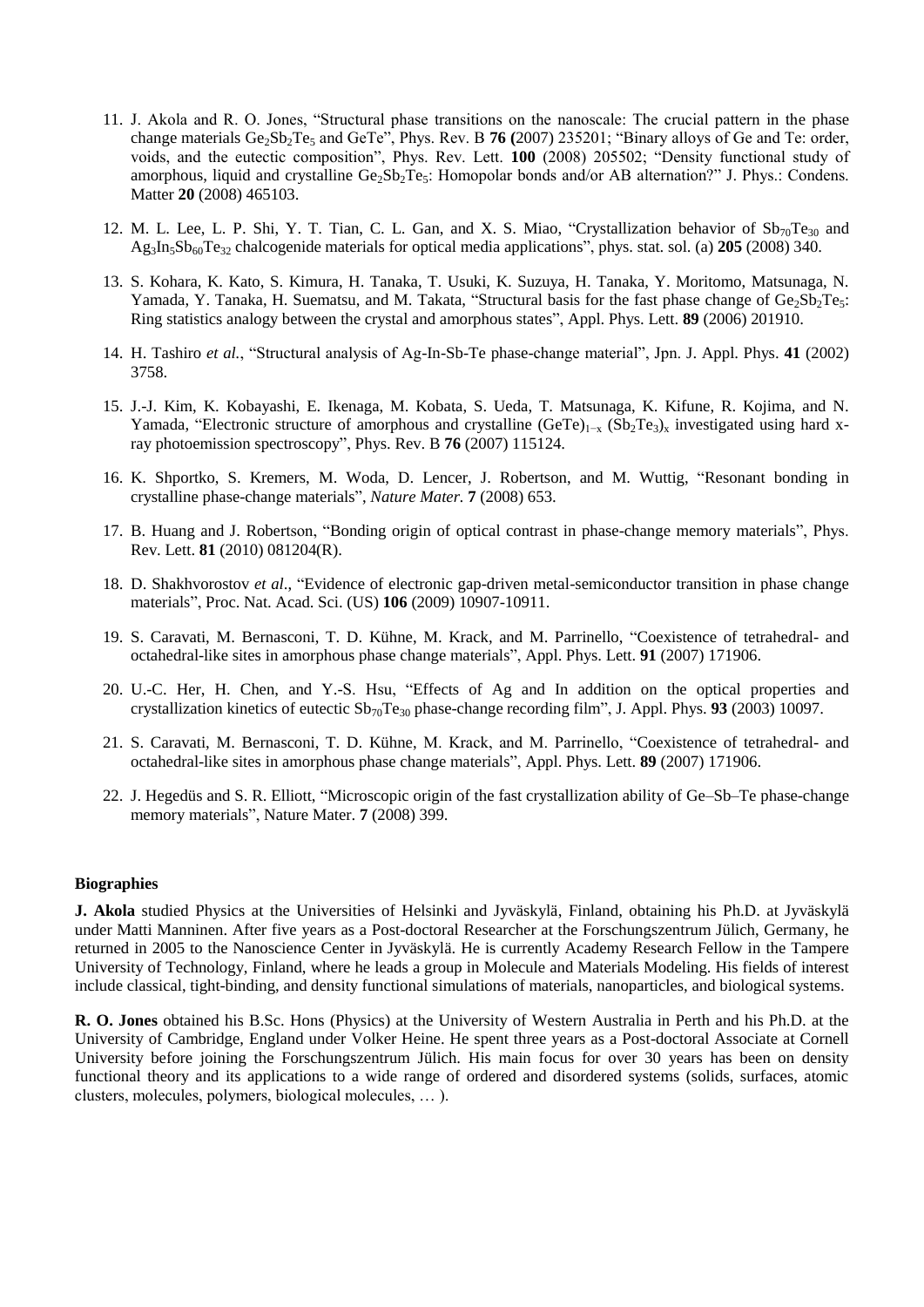11. J. Akola and R. O. Jones, "Structural phase transitions on the nanoscale: The crucial pattern in the phase change materials $Ge_2Sb_2Te_5$ and GeTe", Phys. Rev. B **76 (**2007) 235201; "Binary alloys of Ge and Te: order, voids, and the eutectic composition", Phys. Rev. Lett. **100** (2008) 205502; "Density functional study of amorphous, liquid and crystalline $Ge_2Sb_2Te_5$: Homopolar bonds and/or AB alternation?" J. Phys.: Condens. Matter **20** (2008) 465103.

12. M. L. Lee, L. P. Shi, Y. T. Tian, C. L. Gan, and X. S. Miao, "Crystallization behavior of $Sb_{70}Te_{30}$ and $Ag_3In_5Sb_{60}Te_{32}$ chalcogenide materials for optical media applications", phys. stat. sol. (a) **205** (2008) 340.

13. S. Kohara, K. Kato, S. Kimura, H. Tanaka, T. Usuki, K. Suzuya, H. Tanaka, Y. Moritomo, Matsunaga, N. Yamada, Y. Tanaka, H. Suematsu, and M. Takata, "Structural basis for the fast phase change of $Ge_2Sb_2Te_5$: Ring statistics analogy between the crystal and amorphous states", Appl. Phys. Lett. **89** (2006) 201910.

14. H. Tashiro *et al.*, "Structural analysis of Ag-In-Sb-Te phase-change material", Jpn. J. Appl. Phys. **41** (2002) 3758.

15. J.-J. Kim, K. Kobayashi, E. Ikenaga, M. Kobata, S. Ueda, T. Matsunaga, K. Kifune, R. Kojima, and N. Yamada, "Electronic structure of amorphous and crystalline $(GeTe)_{1-x}$ $(Sb_2Te_3)_x$ investigated using hard x-ray photoemission spectroscopy", Phys. Rev. B **76** (2007) 115124.

16. K. Shportko, S. Kremers, M. Woda, D. Lencer, J. Robertson, and M. Wuttig, "Resonant bonding in crystalline phase-change materials", *Nature Mater.* **7** (2008) 653.

17. B. Huang and J. Robertson, "Bonding origin of optical contrast in phase-change memory materials", Phys. Rev. Lett. **81** (2010) 081204(R).

18. D. Shakhvorostov *et al*., "Evidence of electronic gap-driven metal-semiconductor transition in phase change materials", Proc. Nat. Acad. Sci. (US) **106** (2009) 10907-10911.

19. S. Caravati, M. Bernasconi, T. D. Kühne, M. Krack, and M. Parrinello, "Coexistence of tetrahedral- and octahedral-like sites in amorphous phase change materials", Appl. Phys. Lett. **91** (2007) 171906.

20. U.-C. Her, H. Chen, and Y.-S. Hsu, "Effects of Ag and In addition on the optical properties and crystallization kinetics of eutectic $Sb_{70}Te_{30}$ phase-change recording film", J. Appl. Phys. **93** (2003) 10097.

21. S. Caravati, M. Bernasconi, T. D. Kühne, M. Krack, and M. Parrinello, "Coexistence of tetrahedral- and octahedral-like sites in amorphous phase change materials", Appl. Phys. Lett. **89** (2007) 171906.

22. J. Hegedüs and S. R. Elliott, "Microscopic origin of the fast crystallization ability of Ge–Sb–Te phase-change memory materials", Nature Mater. **7** (2008) 399.

**Biographies**

**J. Akola** studied Physics at the Universities of Helsinki and Jyväskylä, Finland, obtaining his Ph.D. at Jyväskylä under Matti Manninen. After five years as a Post-doctoral Researcher at the Forschungszentrum Jülich, Germany, he returned in 2005 to the Nanoscience Center in Jyväskylä. He is currently Academy Research Fellow in the Tampere University of Technology, Finland, where he leads a group in Molecule and Materials Modeling. His fields of interest include classical, tight-binding, and density functional simulations of materials, nanoparticles, and biological systems.

**R. O. Jones** obtained his B.Sc. Hons (Physics) at the University of Western Australia in Perth and his Ph.D. at the University of Cambridge, England under Volker Heine. He spent three years as a Post-doctoral Associate at Cornell University before joining the Forschungszentrum Jülich. His main focus for over 30 years has been on density functional theory and its applications to a wide range of ordered and disordered systems (solids, surfaces, atomic clusters, molecules, polymers, biological molecules, … ).